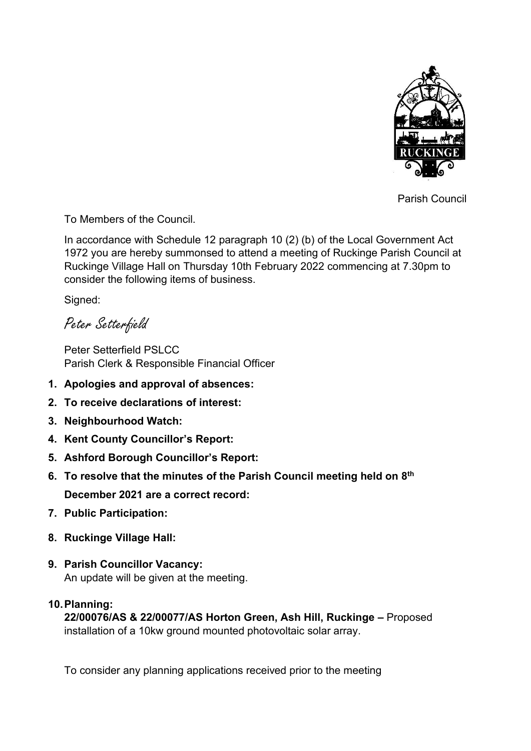Parish Council

To Members of the Council.

In accordance with Schedule 12 paragraph 10 (2) (b) of the Local Government Act 1972 you are hereby summonsed to attend a meeting of Ruckinge Parish Council at Ruckinge Village Hall on Thursday 10th February 2022 commencing at 7.30pm to consider the following items of business.

Signed:

*Peter Setterfield*

Peter Setterfield PSLCC
Parish Clerk & Responsible Financial Officer

1. **Apologies and approval of absences:**
2. **To receive declarations of interest:**
3. **Neighbourhood Watch:**
4. **Kent County Councillor's Report:**
5. **Ashford Borough Councillor's Report:**
6. **To resolve that the minutes of the Parish Council meeting held on 8th December 2021 are a correct record:**
7. **Public Participation:**
8. **Ruckinge Village Hall:**
9. **Parish Councillor Vacancy:**
   An update will be given at the meeting.
10. **Planning:**
    **22/00076/AS & 22/00077/AS Horton Green, Ash Hill, Ruckinge –** Proposed installation of a 10kw ground mounted photovoltaic solar array.

    To consider any planning applications received prior to the meeting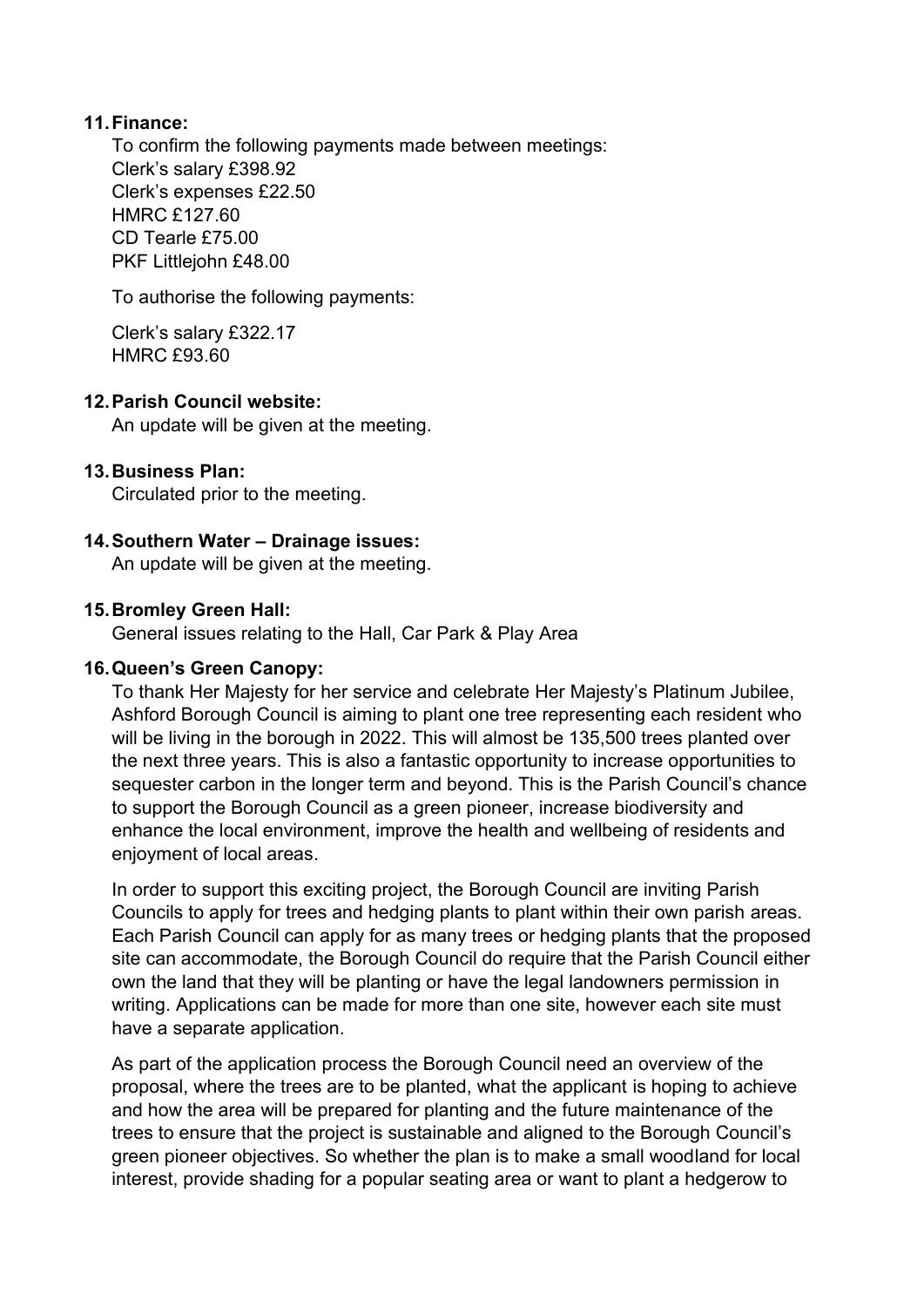11. **Finance:**

To confirm the following payments made between meetings:
Clerk's salary £398.92
Clerk's expenses £22.50
HMRC £127.60
CD Tearle £75.00
PKF Littlejohn £48.00

To authorise the following payments:

Clerk's salary £322.17
HMRC £93.60

12. **Parish Council website:**

An update will be given at the meeting.

13. **Business Plan:**

Circulated prior to the meeting.

14. **Southern Water – Drainage issues:**

An update will be given at the meeting.

15. **Bromley Green Hall:**

General issues relating to the Hall, Car Park & Play Area

16. **Queen's Green Canopy:**

To thank Her Majesty for her service and celebrate Her Majesty's Platinum Jubilee, Ashford Borough Council is aiming to plant one tree representing each resident who will be living in the borough in 2022. This will almost be 135,500 trees planted over the next three years. This is also a fantastic opportunity to increase opportunities to sequester carbon in the longer term and beyond. This is the Parish Council's chance to support the Borough Council as a green pioneer, increase biodiversity and enhance the local environment, improve the health and wellbeing of residents and enjoyment of local areas.

In order to support this exciting project, the Borough Council are inviting Parish Councils to apply for trees and hedging plants to plant within their own parish areas. Each Parish Council can apply for as many trees or hedging plants that the proposed site can accommodate, the Borough Council do require that the Parish Council either own the land that they will be planting or have the legal landowners permission in writing. Applications can be made for more than one site, however each site must have a separate application.

As part of the application process the Borough Council need an overview of the proposal, where the trees are to be planted, what the applicant is hoping to achieve and how the area will be prepared for planting and the future maintenance of the trees to ensure that the project is sustainable and aligned to the Borough Council's green pioneer objectives. So whether the plan is to make a small woodland for local interest, provide shading for a popular seating area or want to plant a hedgerow to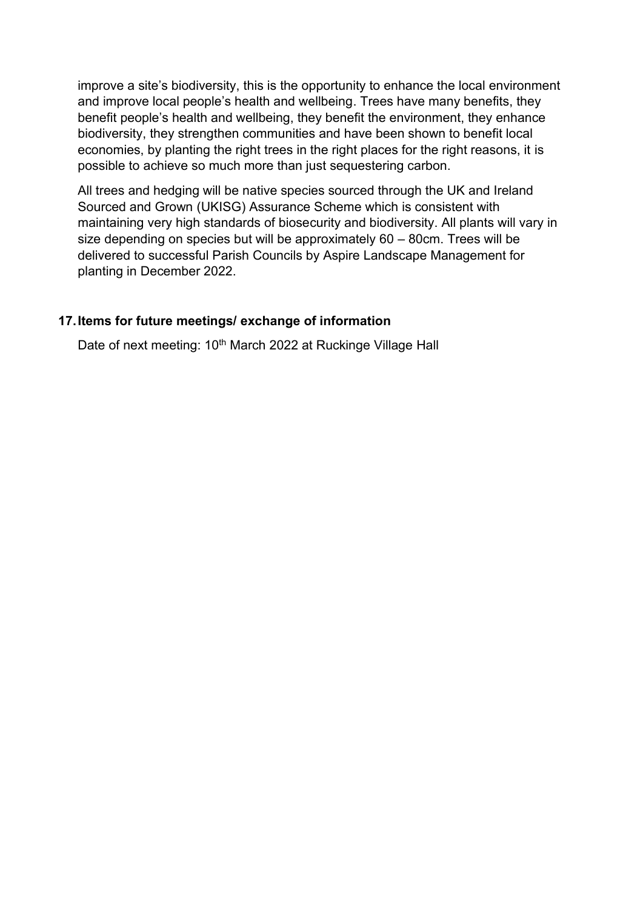improve a site's biodiversity, this is the opportunity to enhance the local environment and improve local people's health and wellbeing. Trees have many benefits, they benefit people's health and wellbeing, they benefit the environment, they enhance biodiversity, they strengthen communities and have been shown to benefit local economies, by planting the right trees in the right places for the right reasons, it is possible to achieve so much more than just sequestering carbon.

All trees and hedging will be native species sourced through the UK and Ireland Sourced and Grown (UKISG) Assurance Scheme which is consistent with maintaining very high standards of biosecurity and biodiversity. All plants will vary in size depending on species but will be approximately 60 – 80cm. Trees will be delivered to successful Parish Councils by Aspire Landscape Management for planting in December 2022.

## 17. Items for future meetings/ exchange of information

Date of next meeting: 10th March 2022 at Ruckinge Village Hall